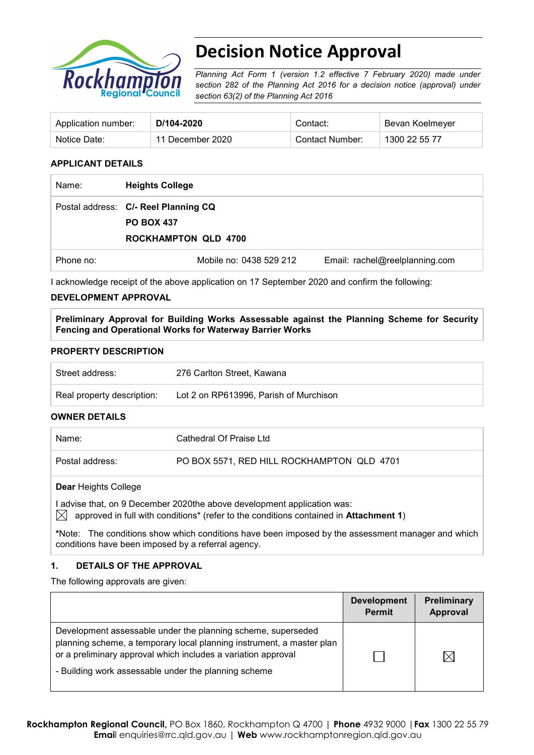# Decision Notice Approval

*Planning Act Form 1 (version 1.2 effective 7 February 2020) made under section 282 of the Planning Act 2016 for a decision notice (approval) under section 63(2) of the Planning Act 2016*

| Application number: | **D/104-2020** | Contact: | Bevan Koelmeyer |
|---|---|---|---|
| Notice Date: | 11 December 2020 | Contact Number: | 1300 22 55 77 |

**APPLICANT DETAILS**

| | | | |
|---|---|---|---|
| Name: | **Heights College** | | |
| Postal address: | **C/- Reel Planning CQ**<br>**PO BOX 437**<br>**ROCKHAMPTON QLD 4700** | | |
| Phone no: | | Mobile no: 0438 529 212 | Email: rachel@reelplanning.com |

I acknowledge receipt of the above application on 17 September 2020 and confirm the following:

**DEVELOPMENT APPROVAL**

**Preliminary Approval for Building Works Assessable against the Planning Scheme for Security Fencing and Operational Works for Waterway Barrier Works**

**PROPERTY DESCRIPTION**

| | |
|---|---|
| Street address: | 276 Carlton Street, Kawana |
| Real property description: | Lot 2 on RP613996, Parish of Murchison |

**OWNER DETAILS**

| | |
|---|---|
| Name: | Cathedral Of Praise Ltd |
| Postal address: | PO BOX 5571, RED HILL ROCKHAMPTON QLD 4701 |

**Dear** Heights College

I advise that, on 9 December 2020the above development application was:

☒ approved in full with conditions* (refer to the conditions contained in **Attachment 1**)

***Note:** The conditions show which conditions have been imposed by the assessment manager and which conditions have been imposed by a referral agency.

**1. DETAILS OF THE APPROVAL**

The following approvals are given:

| | Development Permit | Preliminary Approval |
|---|---|---|
| Development assessable under the planning scheme, superseded planning scheme, a temporary local planning instrument, a master plan or a preliminary approval which includes a variation approval<br>- Building work assessable under the planning scheme | ☐ | ☒ |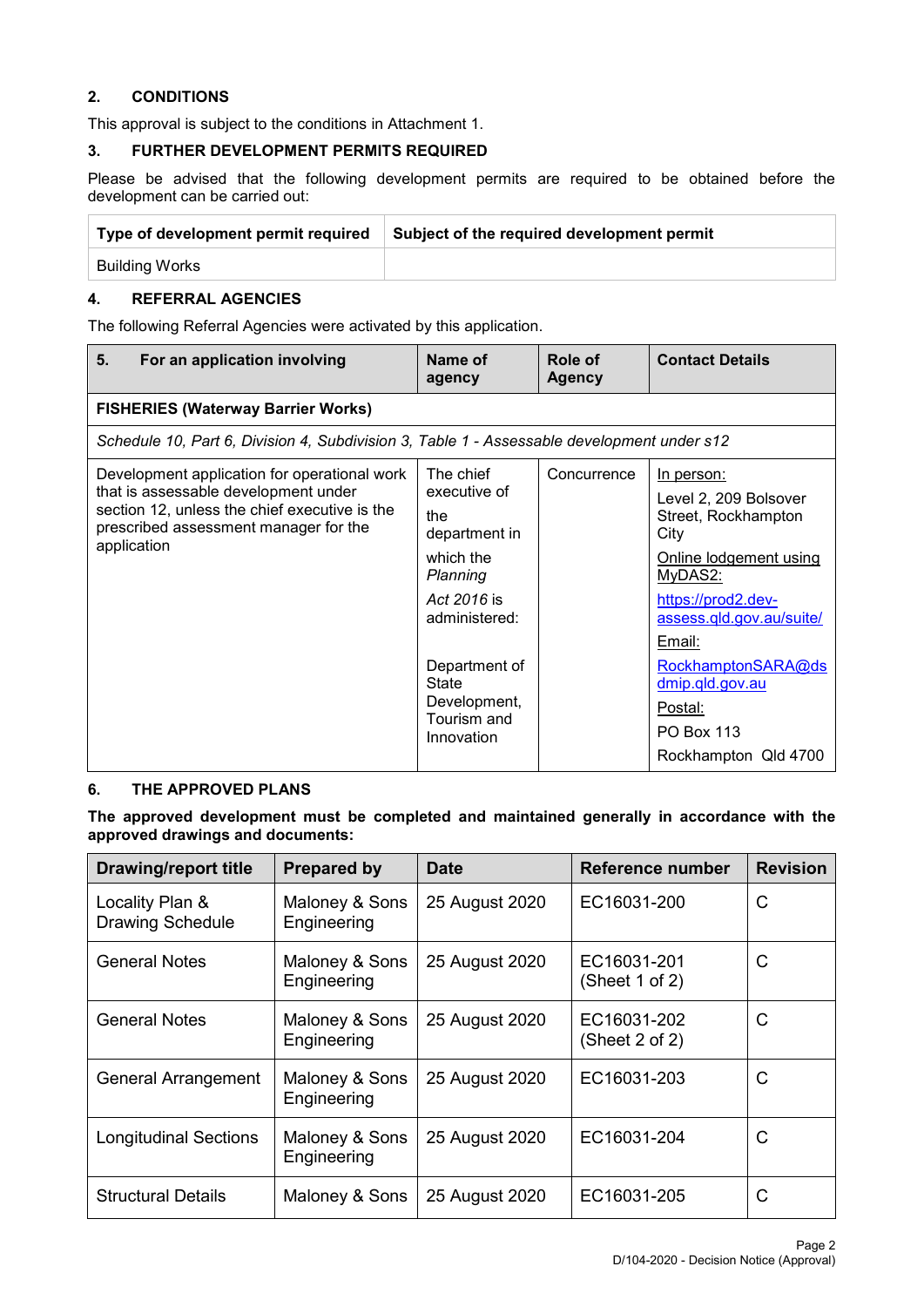## 2. CONDITIONS

This approval is subject to the conditions in Attachment 1.

## 3. FURTHER DEVELOPMENT PERMITS REQUIRED

Please be advised that the following development permits are required to be obtained before the development can be carried out:

| Type of development permit required | Subject of the required development permit |
|---|---|
| Building Works | |

## 4. REFERRAL AGENCIES

The following Referral Agencies were activated by this application.

| 5. For an application involving | Name of agency | Role of Agency | Contact Details |
|---|---|---|---|
| **FISHERIES (Waterway Barrier Works)** | | | |
| *Schedule 10, Part 6, Division 4, Subdivision 3, Table 1 - Assessable development under s12* | | | |
| Development application for operational work that is assessable development under section 12, unless the chief executive is the prescribed assessment manager for the application | The chief executive of the department in which the *Planning Act 2016* is administered:<br><br>Department of State Development, Tourism and Innovation | Concurrence | In person:<br>Level 2, 209 Bolsover Street, Rockhampton City<br>Online lodgement using MyDAS2:<br>https://prod2.dev-assess.qld.gov.au/suite/<br>Email:<br>RockhamptonSARA@dsdmip.qld.gov.au<br>Postal:<br>PO Box 113<br>Rockhampton Qld 4700 |

## 6. THE APPROVED PLANS

**The approved development must be completed and maintained generally in accordance with the approved drawings and documents:**

| Drawing/report title | Prepared by | Date | Reference number | Revision |
|---|---|---|---|---|
| Locality Plan & Drawing Schedule | Maloney & Sons Engineering | 25 August 2020 | EC16031-200 | C |
| General Notes | Maloney & Sons Engineering | 25 August 2020 | EC16031-201 (Sheet 1 of 2) | C |
| General Notes | Maloney & Sons Engineering | 25 August 2020 | EC16031-202 (Sheet 2 of 2) | C |
| General Arrangement | Maloney & Sons Engineering | 25 August 2020 | EC16031-203 | C |
| Longitudinal Sections | Maloney & Sons Engineering | 25 August 2020 | EC16031-204 | C |
| Structural Details | Maloney & Sons | 25 August 2020 | EC16031-205 | C |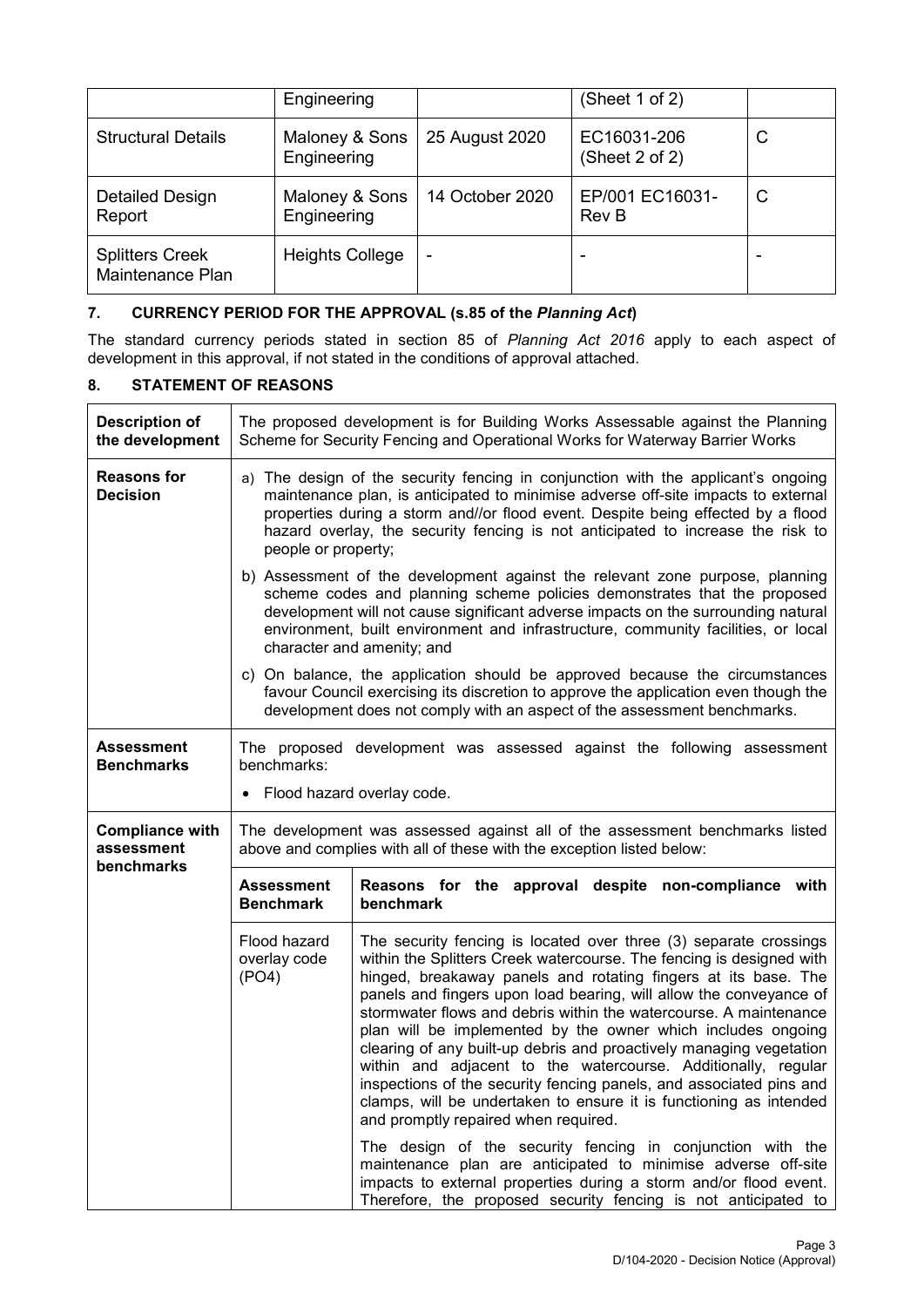| | Engineering | | (Sheet 1 of 2) | |
|---|---|---|---|---|
| Structural Details | Maloney & Sons Engineering | 25 August 2020 | EC16031-206 (Sheet 2 of 2) | C |
| Detailed Design Report | Maloney & Sons Engineering | 14 October 2020 | EP/001 EC16031-Rev B | C |
| Splitters Creek Maintenance Plan | Heights College | - | - | - |

## 7. CURRENCY PERIOD FOR THE APPROVAL (s.85 of the *Planning Act*)

The standard currency periods stated in section 85 of *Planning Act 2016* apply to each aspect of development in this approval, if not stated in the conditions of approval attached.

## 8. STATEMENT OF REASONS

| | | |
|---|---|---|
| **Description of the development** | The proposed development is for Building Works Assessable against the Planning Scheme for Security Fencing and Operational Works for Waterway Barrier Works | |
| **Reasons for Decision** | a) The design of the security fencing in conjunction with the applicant's ongoing maintenance plan, is anticipated to minimise adverse off-site impacts to external properties during a storm and//or flood event. Despite being effected by a flood hazard overlay, the security fencing is not anticipated to increase the risk to people or property;<br><br>b) Assessment of the development against the relevant zone purpose, planning scheme codes and planning scheme policies demonstrates that the proposed development will not cause significant adverse impacts on the surrounding natural environment, built environment and infrastructure, community facilities, or local character and amenity; and<br><br>c) On balance, the application should be approved because the circumstances favour Council exercising its discretion to approve the application even though the development does not comply with an aspect of the assessment benchmarks. | |
| **Assessment Benchmarks** | The proposed development was assessed against the following assessment benchmarks:<br><br>• Flood hazard overlay code. | |
| **Compliance with assessment benchmarks** | The development was assessed against all of the assessment benchmarks listed above and complies with all of these with the exception listed below: | |
| | **Assessment Benchmark** | **Reasons for the approval despite non-compliance with benchmark** |
| | Flood hazard overlay code (PO4) | The security fencing is located over three (3) separate crossings within the Splitters Creek watercourse. The fencing is designed with hinged, breakaway panels and rotating fingers at its base. The panels and fingers upon load bearing, will allow the conveyance of stormwater flows and debris within the watercourse. A maintenance plan will be implemented by the owner which includes ongoing clearing of any built-up debris and proactively managing vegetation within and adjacent to the watercourse. Additionally, regular inspections of the security fencing panels, and associated pins and clamps, will be undertaken to ensure it is functioning as intended and promptly repaired when required.<br><br>The design of the security fencing in conjunction with the maintenance plan are anticipated to minimise adverse off-site impacts to external properties during a storm and/or flood event. Therefore, the proposed security fencing is not anticipated to |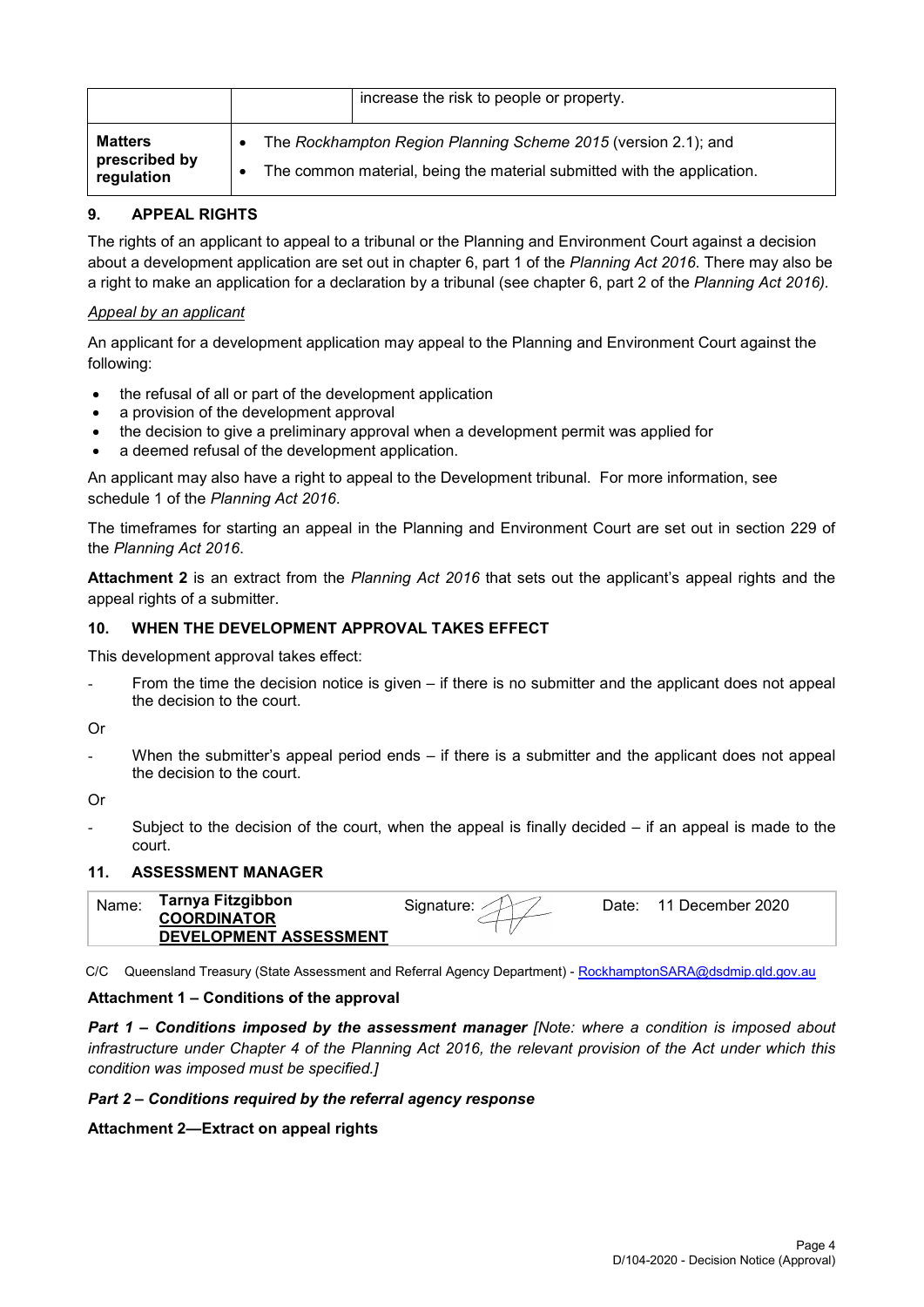| | | increase the risk to people or property. |
|---|---|---|
| **Matters prescribed by regulation** | • The *Rockhampton Region Planning Scheme 2015* (version 2.1); and<br>• The common material, being the material submitted with the application. | |

## 9. APPEAL RIGHTS

The rights of an applicant to appeal to a tribunal or the Planning and Environment Court against a decision about a development application are set out in chapter 6, part 1 of the *Planning Act 2016*. There may also be a right to make an application for a declaration by a tribunal (see chapter 6, part 2 of the *Planning Act 2016).*

*Appeal by an applicant*

An applicant for a development application may appeal to the Planning and Environment Court against the following:

- the refusal of all or part of the development application
- a provision of the development approval
- the decision to give a preliminary approval when a development permit was applied for
- a deemed refusal of the development application.

An applicant may also have a right to appeal to the Development tribunal. For more information, see schedule 1 of the *Planning Act 2016*.

The timeframes for starting an appeal in the Planning and Environment Court are set out in section 229 of the *Planning Act 2016*.

**Attachment 2** is an extract from the *Planning Act 2016* that sets out the applicant's appeal rights and the appeal rights of a submitter.

## 10. WHEN THE DEVELOPMENT APPROVAL TAKES EFFECT

This development approval takes effect:

- From the time the decision notice is given – if there is no submitter and the applicant does not appeal the decision to the court.

Or

- When the submitter's appeal period ends – if there is a submitter and the applicant does not appeal the decision to the court.

Or

- Subject to the decision of the court, when the appeal is finally decided – if an appeal is made to the court.

## 11. ASSESSMENT MANAGER

| Name: **Tarnya Fitzgibbon** **COORDINATOR DEVELOPMENT ASSESSMENT** | Signature: | Date: 11 December 2020 |
|---|---|---|

C/C Queensland Treasury (State Assessment and Referral Agency Department) - RockhamptonSARA@dsdmip.qld.gov.au

**Attachment 1 – Conditions of the approval**

***Part 1 – Conditions imposed by the assessment manager*** *[Note: where a condition is imposed about infrastructure under Chapter 4 of the Planning Act 2016, the relevant provision of the Act under which this condition was imposed must be specified.]*

***Part 2 – Conditions required by the referral agency response***

**Attachment 2—Extract on appeal rights**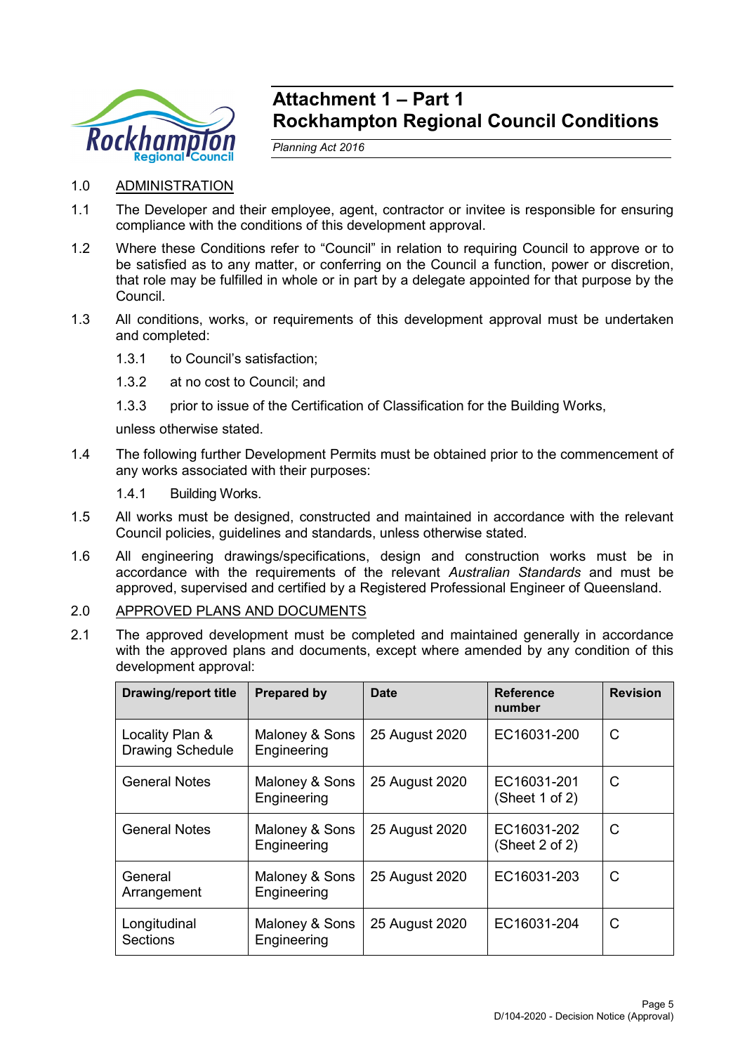# Attachment 1 – Part 1
# Rockhampton Regional Council Conditions

*Planning Act 2016*

1.0 ADMINISTRATION

1.1 The Developer and their employee, agent, contractor or invitee is responsible for ensuring compliance with the conditions of this development approval.

1.2 Where these Conditions refer to "Council" in relation to requiring Council to approve or to be satisfied as to any matter, or conferring on the Council a function, power or discretion, that role may be fulfilled in whole or in part by a delegate appointed for that purpose by the Council.

1.3 All conditions, works, or requirements of this development approval must be undertaken and completed:

1.3.1 to Council's satisfaction;

1.3.2 at no cost to Council; and

1.3.3 prior to issue of the Certification of Classification for the Building Works,

unless otherwise stated.

1.4 The following further Development Permits must be obtained prior to the commencement of any works associated with their purposes:

1.4.1 Building Works.

1.5 All works must be designed, constructed and maintained in accordance with the relevant Council policies, guidelines and standards, unless otherwise stated.

1.6 All engineering drawings/specifications, design and construction works must be in accordance with the requirements of the relevant *Australian Standards* and must be approved, supervised and certified by a Registered Professional Engineer of Queensland.

2.0 APPROVED PLANS AND DOCUMENTS

2.1 The approved development must be completed and maintained generally in accordance with the approved plans and documents, except where amended by any condition of this development approval:

| Drawing/report title | Prepared by | Date | Reference number | Revision |
|---|---|---|---|---|
| Locality Plan & Drawing Schedule | Maloney & Sons Engineering | 25 August 2020 | EC16031-200 | C |
| General Notes | Maloney & Sons Engineering | 25 August 2020 | EC16031-201 (Sheet 1 of 2) | C |
| General Notes | Maloney & Sons Engineering | 25 August 2020 | EC16031-202 (Sheet 2 of 2) | C |
| General Arrangement | Maloney & Sons Engineering | 25 August 2020 | EC16031-203 | C |
| Longitudinal Sections | Maloney & Sons Engineering | 25 August 2020 | EC16031-204 | C |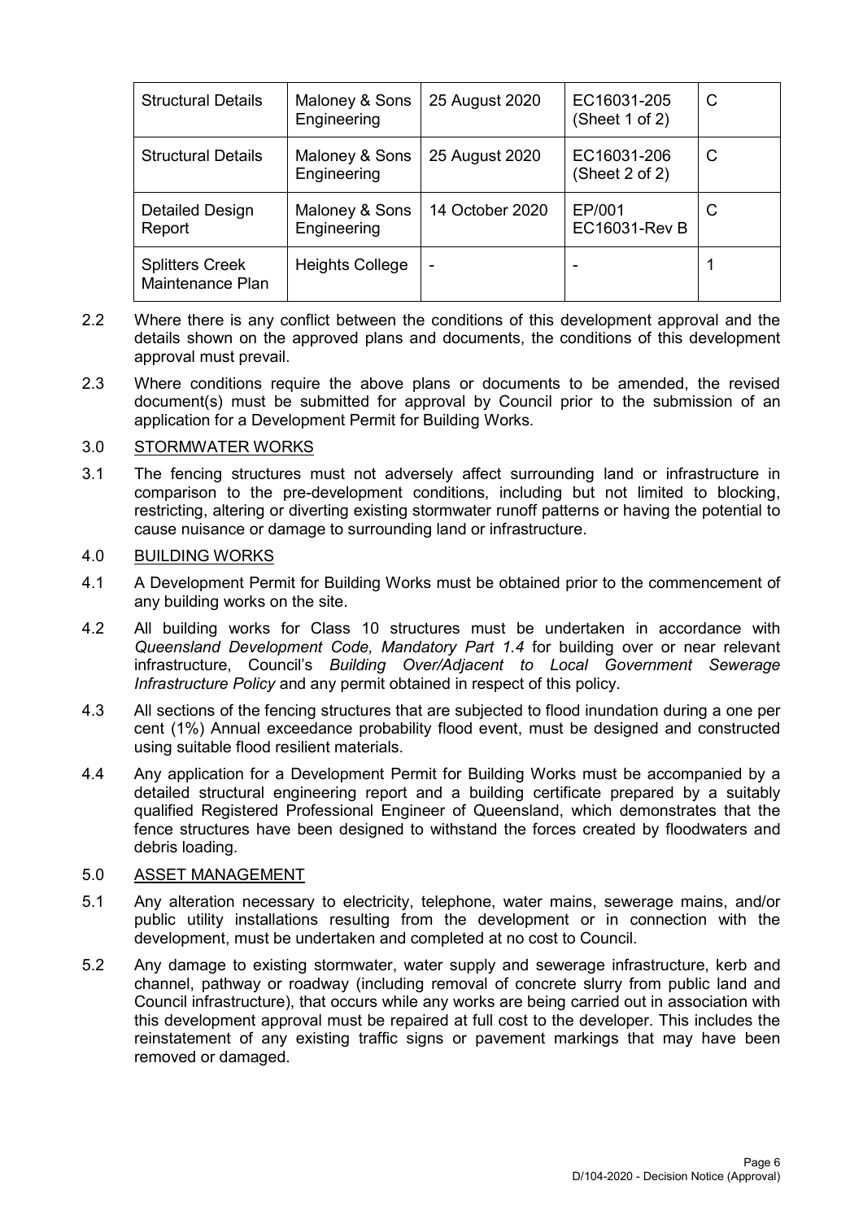| Structural Details | Maloney & Sons Engineering | 25 August 2020 | EC16031-205 (Sheet 1 of 2) | C |
|---|---|---|---|---|
| Structural Details | Maloney & Sons Engineering | 25 August 2020 | EC16031-206 (Sheet 2 of 2) | C |
| Detailed Design Report | Maloney & Sons Engineering | 14 October 2020 | EP/001 EC16031-Rev B | C |
| Splitters Creek Maintenance Plan | Heights College | - | - | 1 |

2.2 Where there is any conflict between the conditions of this development approval and the details shown on the approved plans and documents, the conditions of this development approval must prevail.

2.3 Where conditions require the above plans or documents to be amended, the revised document(s) must be submitted for approval by Council prior to the submission of an application for a Development Permit for Building Works.

3.0 STORMWATER WORKS

3.1 The fencing structures must not adversely affect surrounding land or infrastructure in comparison to the pre-development conditions, including but not limited to blocking, restricting, altering or diverting existing stormwater runoff patterns or having the potential to cause nuisance or damage to surrounding land or infrastructure.

4.0 BUILDING WORKS

4.1 A Development Permit for Building Works must be obtained prior to the commencement of any building works on the site.

4.2 All building works for Class 10 structures must be undertaken in accordance with *Queensland Development Code, Mandatory Part 1.4* for building over or near relevant infrastructure, Council's *Building Over/Adjacent to Local Government Sewerage Infrastructure Policy* and any permit obtained in respect of this policy.

4.3 All sections of the fencing structures that are subjected to flood inundation during a one per cent (1%) Annual exceedance probability flood event, must be designed and constructed using suitable flood resilient materials.

4.4 Any application for a Development Permit for Building Works must be accompanied by a detailed structural engineering report and a building certificate prepared by a suitably qualified Registered Professional Engineer of Queensland, which demonstrates that the fence structures have been designed to withstand the forces created by floodwaters and debris loading.

5.0 ASSET MANAGEMENT

5.1 Any alteration necessary to electricity, telephone, water mains, sewerage mains, and/or public utility installations resulting from the development or in connection with the development, must be undertaken and completed at no cost to Council.

5.2 Any damage to existing stormwater, water supply and sewerage infrastructure, kerb and channel, pathway or roadway (including removal of concrete slurry from public land and Council infrastructure), that occurs while any works are being carried out in association with this development approval must be repaired at full cost to the developer. This includes the reinstatement of any existing traffic signs or pavement markings that may have been removed or damaged.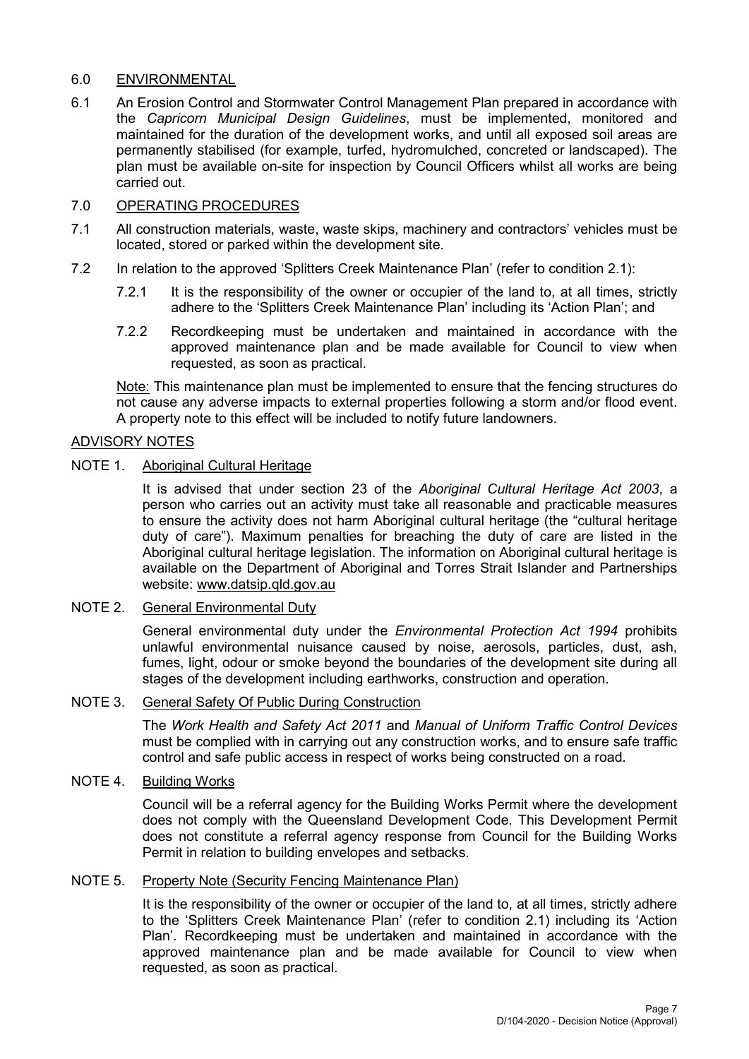## 6.0 ENVIRONMENTAL

6.1 An Erosion Control and Stormwater Control Management Plan prepared in accordance with the *Capricorn Municipal Design Guidelines*, must be implemented, monitored and maintained for the duration of the development works, and until all exposed soil areas are permanently stabilised (for example, turfed, hydromulched, concreted or landscaped). The plan must be available on-site for inspection by Council Officers whilst all works are being carried out.

## 7.0 OPERATING PROCEDURES

7.1 All construction materials, waste, waste skips, machinery and contractors' vehicles must be located, stored or parked within the development site.

7.2 In relation to the approved 'Splitters Creek Maintenance Plan' (refer to condition 2.1):

7.2.1 It is the responsibility of the owner or occupier of the land to, at all times, strictly adhere to the 'Splitters Creek Maintenance Plan' including its 'Action Plan'; and

7.2.2 Recordkeeping must be undertaken and maintained in accordance with the approved maintenance plan and be made available for Council to view when requested, as soon as practical.

Note: This maintenance plan must be implemented to ensure that the fencing structures do not cause any adverse impacts to external properties following a storm and/or flood event. A property note to this effect will be included to notify future landowners.

## ADVISORY NOTES

### NOTE 1. Aboriginal Cultural Heritage

It is advised that under section 23 of the *Aboriginal Cultural Heritage Act 2003*, a person who carries out an activity must take all reasonable and practicable measures to ensure the activity does not harm Aboriginal cultural heritage (the "cultural heritage duty of care"). Maximum penalties for breaching the duty of care are listed in the Aboriginal cultural heritage legislation. The information on Aboriginal cultural heritage is available on the Department of Aboriginal and Torres Strait Islander and Partnerships website: www.datsip.qld.gov.au

### NOTE 2. General Environmental Duty

General environmental duty under the *Environmental Protection Act 1994* prohibits unlawful environmental nuisance caused by noise, aerosols, particles, dust, ash, fumes, light, odour or smoke beyond the boundaries of the development site during all stages of the development including earthworks, construction and operation.

### NOTE 3. General Safety Of Public During Construction

The *Work Health and Safety Act 2011* and *Manual of Uniform Traffic Control Devices* must be complied with in carrying out any construction works, and to ensure safe traffic control and safe public access in respect of works being constructed on a road.

### NOTE 4. Building Works

Council will be a referral agency for the Building Works Permit where the development does not comply with the Queensland Development Code. This Development Permit does not constitute a referral agency response from Council for the Building Works Permit in relation to building envelopes and setbacks.

### NOTE 5. Property Note (Security Fencing Maintenance Plan)

It is the responsibility of the owner or occupier of the land to, at all times, strictly adhere to the 'Splitters Creek Maintenance Plan' (refer to condition 2.1) including its 'Action Plan'. Recordkeeping must be undertaken and maintained in accordance with the approved maintenance plan and be made available for Council to view when requested, as soon as practical.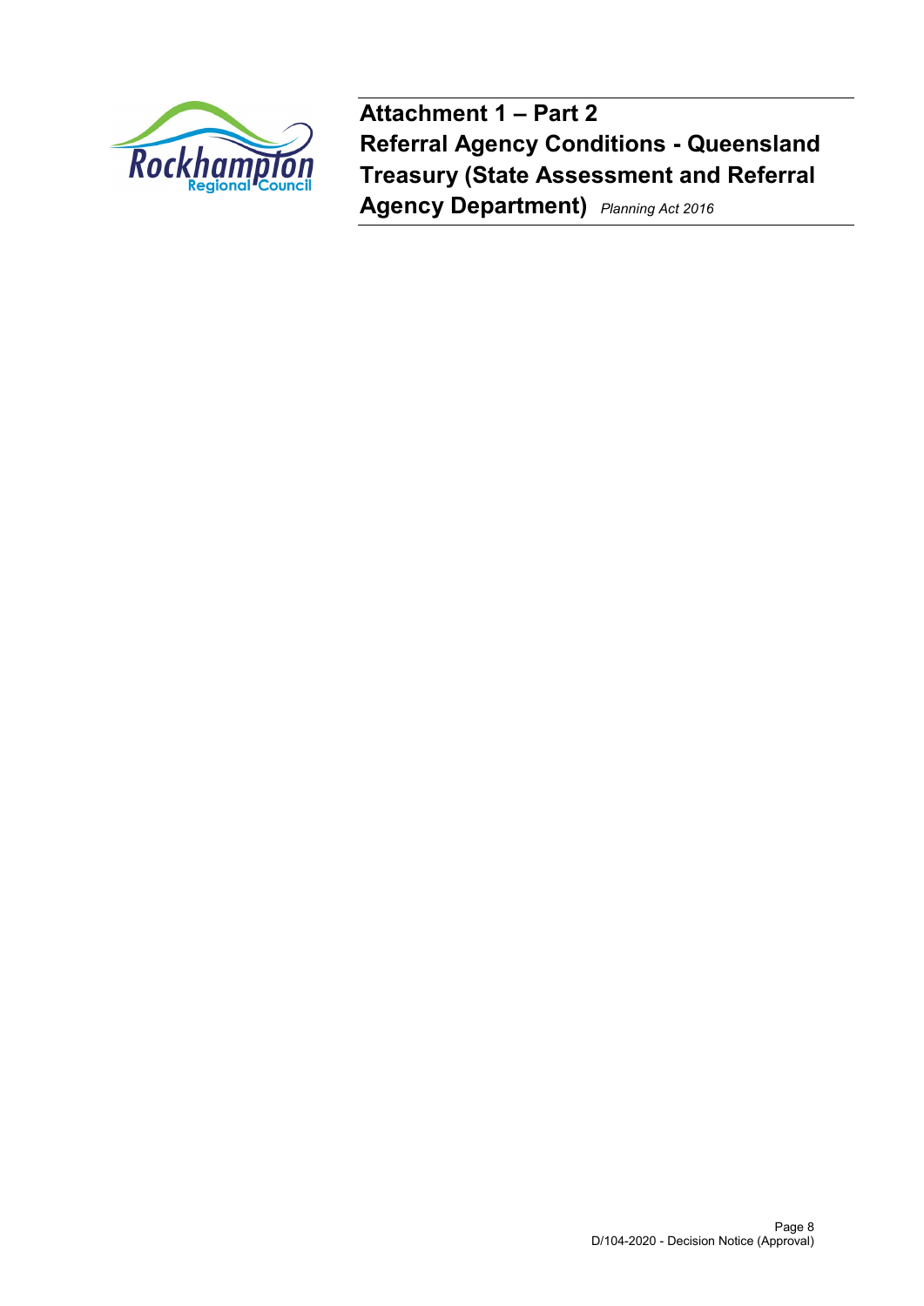# Attachment 1 – Part 2
# Referral Agency Conditions - Queensland Treasury (State Assessment and Referral Agency Department) *Planning Act 2016*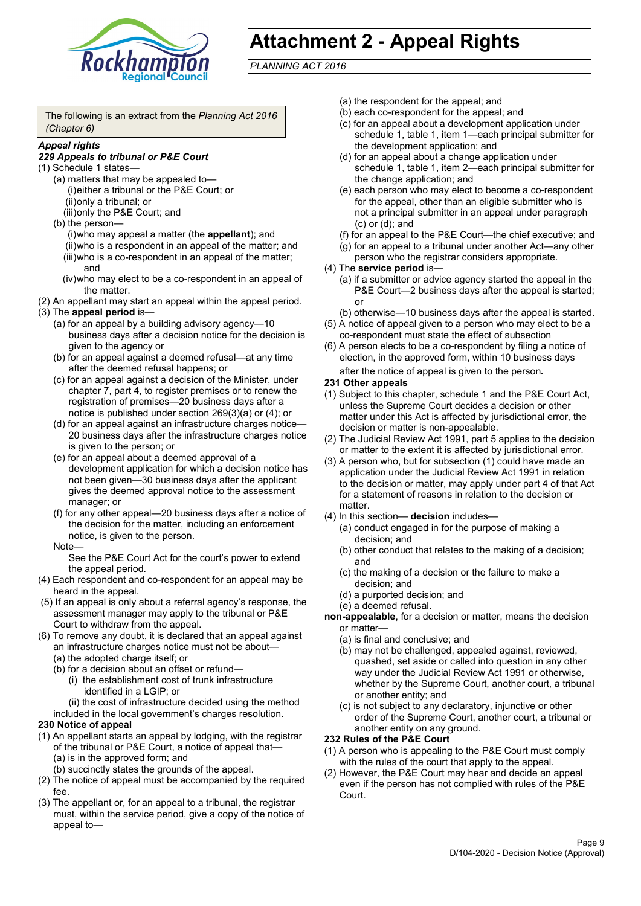# Attachment 2 - Appeal Rights

*PLANNING ACT 2016*

The following is an extract from the *Planning Act 2016 (Chapter 6)*

***Appeal rights***

***229 Appeals to tribunal or P&E Court***

(1) Schedule 1 states—

- (a) matters that may be appealed to—
  - (i) either a tribunal or the P&E Court; or
  - (ii) only a tribunal; or
  - (iii) only the P&E Court; and
- (b) the person—
  - (i) who may appeal a matter (the **appellant**); and
  - (ii) who is a respondent in an appeal of the matter; and
  - (iii) who is a co-respondent in an appeal of the matter; and
  - (iv) who may elect to be a co-respondent in an appeal of the matter.

(2) An appellant may start an appeal within the appeal period.

(3) The **appeal period** is—

- (a) for an appeal by a building advisory agency—10 business days after a decision notice for the decision is given to the agency or
- (b) for an appeal against a deemed refusal—at any time after the deemed refusal happens; or
- (c) for an appeal against a decision of the Minister, under chapter 7, part 4, to register premises or to renew the registration of premises—20 business days after a notice is published under section 269(3)(a) or (4); or
- (d) for an appeal against an infrastructure charges notice—20 business days after the infrastructure charges notice is given to the person; or
- (e) for an appeal about a deemed approval of a development application for which a decision notice has not been given—30 business days after the applicant gives the deemed approval notice to the assessment manager; or
- (f) for any other appeal—20 business days after a notice of the decision for the matter, including an enforcement notice, is given to the person.

Note—

See the P&E Court Act for the court's power to extend the appeal period.

(4) Each respondent and co-respondent for an appeal may be heard in the appeal.

(5) If an appeal is only about a referral agency's response, the assessment manager may apply to the tribunal or P&E Court to withdraw from the appeal.

(6) To remove any doubt, it is declared that an appeal against an infrastructure charges notice must not be about—

- (a) the adopted charge itself; or
- (b) for a decision about an offset or refund—
  - (i) the establishment cost of trunk infrastructure identified in a LGIP; or
  - (ii) the cost of infrastructure decided using the method included in the local government's charges resolution.

**230 Notice of appeal**

(1) An appellant starts an appeal by lodging, with the registrar of the tribunal or P&E Court, a notice of appeal that—

- (a) is in the approved form; and
- (b) succinctly states the grounds of the appeal.

(2) The notice of appeal must be accompanied by the required fee.

(3) The appellant or, for an appeal to a tribunal, the registrar must, within the service period, give a copy of the notice of appeal to—

- (a) the respondent for the appeal; and
- (b) each co-respondent for the appeal; and
- (c) for an appeal about a development application under schedule 1, table 1, item 1—each principal submitter for the development application; and
- (d) for an appeal about a change application under schedule 1, table 1, item 2—each principal submitter for the change application; and
- (e) each person who may elect to become a co-respondent for the appeal, other than an eligible submitter who is not a principal submitter in an appeal under paragraph (c) or (d); and
- (f) for an appeal to the P&E Court—the chief executive; and
- (g) for an appeal to a tribunal under another Act—any other person who the registrar considers appropriate.

(4) The **service period** is—

- (a) if a submitter or advice agency started the appeal in the P&E Court—2 business days after the appeal is started; or
- (b) otherwise—10 business days after the appeal is started.

(5) A notice of appeal given to a person who may elect to be a co-respondent must state the effect of subsection

(6) A person elects to be a co-respondent by filing a notice of election, in the approved form, within 10 business days after the notice of appeal is given to the person.

**231 Other appeals**

(1) Subject to this chapter, schedule 1 and the P&E Court Act, unless the Supreme Court decides a decision or other matter under this Act is affected by jurisdictional error, the decision or matter is non-appealable.

(2) The Judicial Review Act 1991, part 5 applies to the decision or matter to the extent it is affected by jurisdictional error.

(3) A person who, but for subsection (1) could have made an application under the Judicial Review Act 1991 in relation to the decision or matter, may apply under part 4 of that Act for a statement of reasons in relation to the decision or matter.

(4) In this section— **decision** includes—

- (a) conduct engaged in for the purpose of making a decision; and
- (b) other conduct that relates to the making of a decision; and
- (c) the making of a decision or the failure to make a decision; and
- (d) a purported decision; and
- (e) a deemed refusal.

**non-appealable**, for a decision or matter, means the decision or matter—

- (a) is final and conclusive; and
- (b) may not be challenged, appealed against, reviewed, quashed, set aside or called into question in any other way under the Judicial Review Act 1991 or otherwise, whether by the Supreme Court, another court, a tribunal or another entity; and
- (c) is not subject to any declaratory, injunctive or other order of the Supreme Court, another court, a tribunal or another entity on any ground.

**232 Rules of the P&E Court**

(1) A person who is appealing to the P&E Court must comply with the rules of the court that apply to the appeal.

(2) However, the P&E Court may hear and decide an appeal even if the person has not complied with rules of the P&E Court.

D/104-2020 - Decision Notice (Approval)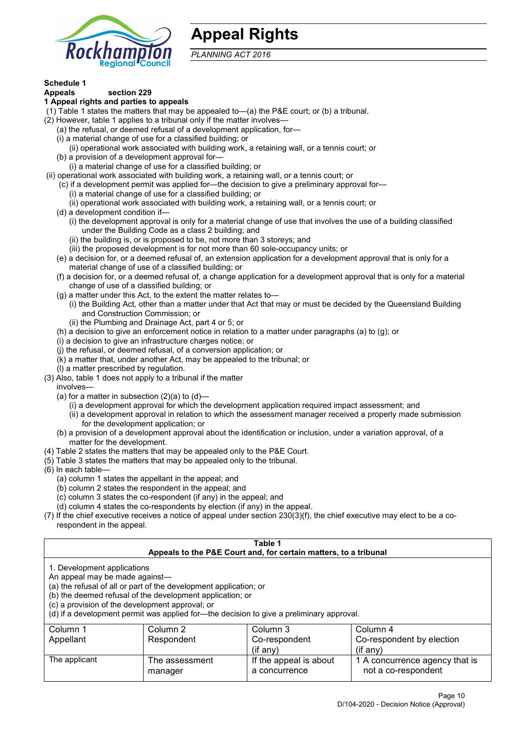# Appeal Rights

*PLANNING ACT 2016*

**Schedule 1**
**Appeals section 229**
**1 Appeal rights and parties to appeals**

(1) Table 1 states the matters that may be appealed to—(a) the P&E court; or (b) a tribunal.
(2) However, table 1 applies to a tribunal only if the matter involves—
  (a) the refusal, or deemed refusal of a development application, for—
  (i) a material change of use for a classified building; or
    (ii) operational work associated with building work, a retaining wall, or a tennis court; or
  (b) a provision of a development approval for—
    (i) a material change of use for a classified building; or
 (ii) operational work associated with building work, a retaining wall, or a tennis court; or
   (c) if a development permit was applied for—the decision to give a preliminary approval for—
    (i) a material change of use for a classified building; or
    (ii) operational work associated with building work, a retaining wall, or a tennis court; or
  (d) a development condition if—
    (i) the development approval is only for a material change of use that involves the use of a building classified under the Building Code as a class 2 building; and
    (ii) the building is, or is proposed to be, not more than 3 storeys; and
    (iii) the proposed development is for not more than 60 sole-occupancy units; or
  (e) a decision for, or a deemed refusal of, an extension application for a development approval that is only for a material change of use of a classified building; or
  (f) a decision for, or a deemed refusal of, a change application for a development approval that is only for a material change of use of a classified building; or
  (g) a matter under this Act, to the extent the matter relates to—
    (i) the Building Act, other than a matter under that Act that may or must be decided by the Queensland Building and Construction Commission; or
    (ii) the Plumbing and Drainage Act, part 4 or 5; or
  (h) a decision to give an enforcement notice in relation to a matter under paragraphs (a) to (g); or
  (i) a decision to give an infrastructure charges notice; or
  (j) the refusal, or deemed refusal, of a conversion application; or
  (k) a matter that, under another Act, may be appealed to the tribunal; or
  (l) a matter prescribed by regulation.
(3) Also, table 1 does not apply to a tribunal if the matter involves—
  (a) for a matter in subsection (2)(a) to (d)—
    (i) a development approval for which the development application required impact assessment; and
    (ii) a development approval in relation to which the assessment manager received a properly made submission for the development application; or
  (b) a provision of a development approval about the identification or inclusion, under a variation approval, of a matter for the development.
(4) Table 2 states the matters that may be appealed only to the P&E Court.
(5) Table 3 states the matters that may be appealed only to the tribunal.
(6) In each table—
  (a) column 1 states the appellant in the appeal; and
  (b) column 2 states the respondent in the appeal; and
  (c) column 3 states the co-respondent (if any) in the appeal; and
  (d) column 4 states the co-respondents by election (if any) in the appeal.
(7) If the chief executive receives a notice of appeal under section 230(3)(f), the chief executive may elect to be a co-respondent in the appeal.

**Table 1**
**Appeals to the P&E Court and, for certain matters, to a tribunal**

1. Development applications
An appeal may be made against—
(a) the refusal of all or part of the development application; or
(b) the deemed refusal of the development application; or
(c) a provision of the development approval; or
(d) if a development permit was applied for—the decision to give a preliminary approval.

| Column 1 Appellant | Column 2 Respondent | Column 3 Co-respondent (if any) | Column 4 Co-respondent by election (if any) |
|---|---|---|---|
| The applicant | The assessment manager | If the appeal is about a concurrence | 1 A concurrence agency that is not a co-respondent |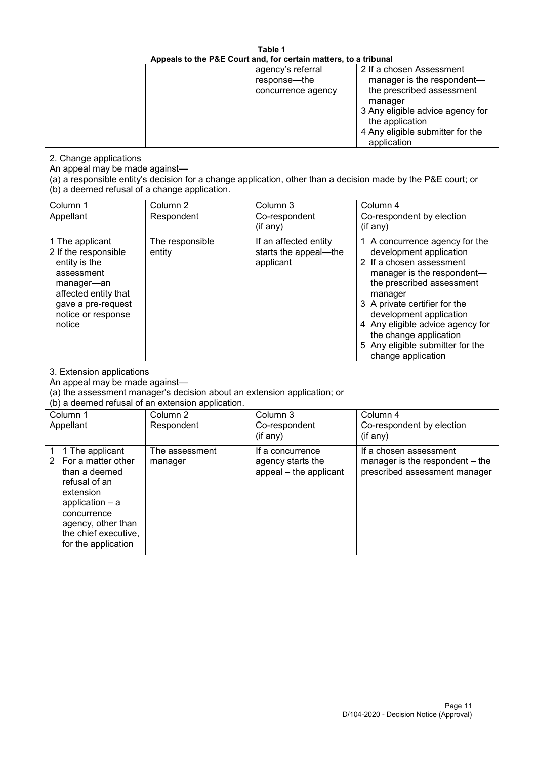**Table 1**
**Appeals to the P&E Court and, for certain matters, to a tribunal**

| | | | |
|---|---|---|---|
| | | agency's referral response—the concurrence agency | 2 If a chosen Assessment manager is the respondent—the prescribed assessment manager<br>3 Any eligible advice agency for the application<br>4 Any eligible submitter for the application |

2. Change applications
An appeal may be made against—
(a) a responsible entity's decision for a change application, other than a decision made by the P&E court; or
(b) a deemed refusal of a change application.

| Column 1<br>Appellant | Column 2<br>Respondent | Column 3<br>Co-respondent<br>(if any) | Column 4<br>Co-respondent by election<br>(if any) |
|---|---|---|---|
| 1 The applicant<br>2 If the responsible entity is the assessment manager—an affected entity that gave a pre-request notice or response notice | The responsible entity | If an affected entity starts the appeal—the applicant | 1 A concurrence agency for the development application<br>2 If a chosen assessment manager is the respondent—the prescribed assessment manager<br>3 A private certifier for the development application<br>4 Any eligible advice agency for the change application<br>5 Any eligible submitter for the change application |

3. Extension applications
An appeal may be made against—
(a) the assessment manager's decision about an extension application; or
(b) a deemed refusal of an extension application.

| Column 1<br>Appellant | Column 2<br>Respondent | Column 3<br>Co-respondent<br>(if any) | Column 4<br>Co-respondent by election<br>(if any) |
|---|---|---|---|
| 1 1 The applicant<br>2 For a matter other than a deemed refusal of an extension application – a concurrence agency, other than the chief executive, for the application | The assessment manager | If a concurrence agency starts the appeal – the applicant | If a chosen assessment manager is the respondent – the prescribed assessment manager |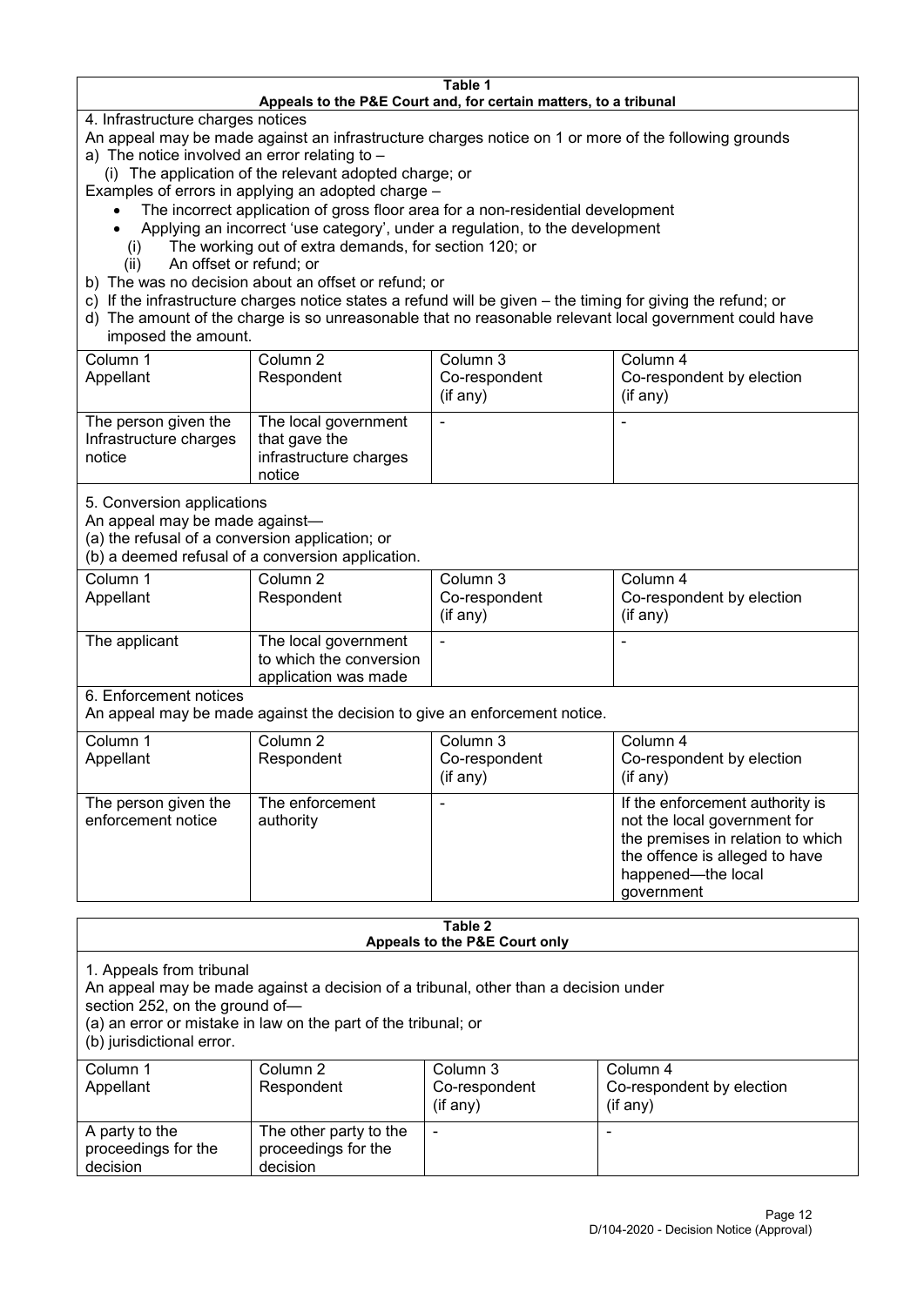**Table 1**
**Appeals to the P&E Court and, for certain matters, to a tribunal**

4. Infrastructure charges notices

An appeal may be made against an infrastructure charges notice on 1 or more of the following grounds

a) The notice involved an error relating to –

(i) The application of the relevant adopted charge; or

Examples of errors in applying an adopted charge –

- The incorrect application of gross floor area for a non-residential development
- Applying an incorrect 'use category', under a regulation, to the development

(i) The working out of extra demands, for section 120; or

(ii) An offset or refund; or

b) The was no decision about an offset or refund; or

c) If the infrastructure charges notice states a refund will be given – the timing for giving the refund; or

d) The amount of the charge is so unreasonable that no reasonable relevant local government could have imposed the amount.

| Column 1 Appellant | Column 2 Respondent | Column 3 Co-respondent (if any) | Column 4 Co-respondent by election (if any) |
|---|---|---|---|
| The person given the Infrastructure charges notice | The local government that gave the infrastructure charges notice | - | - |

5. Conversion applications

An appeal may be made against—

(a) the refusal of a conversion application; or

(b) a deemed refusal of a conversion application.

| Column 1 Appellant | Column 2 Respondent | Column 3 Co-respondent (if any) | Column 4 Co-respondent by election (if any) |
|---|---|---|---|
| The applicant | The local government to which the conversion application was made | - | - |

6. Enforcement notices

An appeal may be made against the decision to give an enforcement notice.

| Column 1 Appellant | Column 2 Respondent | Column 3 Co-respondent (if any) | Column 4 Co-respondent by election (if any) |
|---|---|---|---|
| The person given the enforcement notice | The enforcement authority | - | If the enforcement authority is not the local government for the premises in relation to which the offence is alleged to have happened—the local government |

**Table 2**
**Appeals to the P&E Court only**

1. Appeals from tribunal

An appeal may be made against a decision of a tribunal, other than a decision under section 252, on the ground of—

(a) an error or mistake in law on the part of the tribunal; or

(b) jurisdictional error.

| Column 1 Appellant | Column 2 Respondent | Column 3 Co-respondent (if any) | Column 4 Co-respondent by election (if any) |
|---|---|---|---|
| A party to the proceedings for the decision | The other party to the proceedings for the decision | - | - |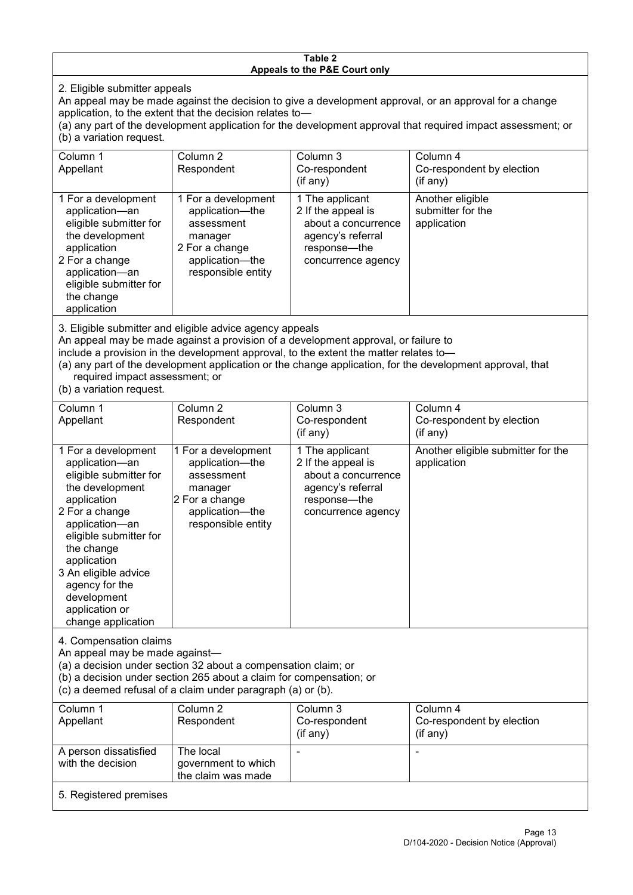**Table 2**
**Appeals to the P&E Court only**

2. Eligible submitter appeals

An appeal may be made against the decision to give a development approval, or an approval for a change application, to the extent that the decision relates to—

(a) any part of the development application for the development approval that required impact assessment; or

(b) a variation request.

| Column 1<br>Appellant | Column 2<br>Respondent | Column 3<br>Co-respondent<br>(if any) | Column 4<br>Co-respondent by election<br>(if any) |
|---|---|---|---|
| 1 For a development application—an eligible submitter for the development application<br>2 For a change application—an eligible submitter for the change application | 1 For a development application—the assessment manager<br>2 For a change application—the responsible entity | 1 The applicant<br>2 If the appeal is about a concurrence agency's referral response—the concurrence agency | Another eligible submitter for the application |

3. Eligible submitter and eligible advice agency appeals

An appeal may be made against a provision of a development approval, or failure to include a provision in the development approval, to the extent the matter relates to—

(a) any part of the development application or the change application, for the development approval, that required impact assessment; or

(b) a variation request.

| Column 1<br>Appellant | Column 2<br>Respondent | Column 3<br>Co-respondent<br>(if any) | Column 4<br>Co-respondent by election<br>(if any) |
|---|---|---|---|
| 1 For a development application—an eligible submitter for the development application<br>2 For a change application—an eligible submitter for the change application<br>3 An eligible advice agency for the development application or change application | 1 For a development application—the assessment manager<br>2 For a change application—the responsible entity | 1 The applicant<br>2 If the appeal is about a concurrence agency's referral response—the concurrence agency | Another eligible submitter for the application |

4. Compensation claims

An appeal may be made against—

(a) a decision under section 32 about a compensation claim; or

(b) a decision under section 265 about a claim for compensation; or

(c) a deemed refusal of a claim under paragraph (a) or (b).

| Column 1<br>Appellant | Column 2<br>Respondent | Column 3<br>Co-respondent<br>(if any) | Column 4<br>Co-respondent by election<br>(if any) |
|---|---|---|---|
| A person dissatisfied with the decision | The local government to which the claim was made | - | - |

5. Registered premises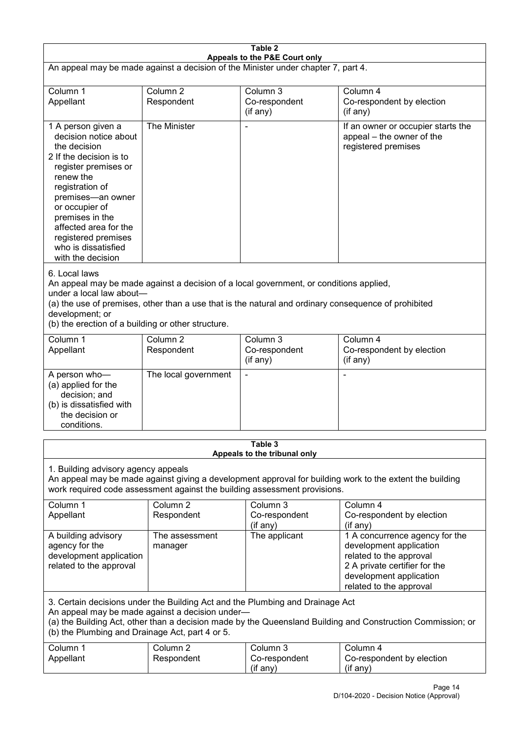**Table 2**
**Appeals to the P&E Court only**

An appeal may be made against a decision of the Minister under chapter 7, part 4.

| Column 1<br>Appellant | Column 2<br>Respondent | Column 3<br>Co-respondent<br>(if any) | Column 4<br>Co-respondent by election<br>(if any) |
|---|---|---|---|
| 1 A person given a decision notice about the decision<br>2 If the decision is to register premises or renew the registration of premises—an owner or occupier of premises in the affected area for the registered premises who is dissatisfied with the decision | The Minister | - | If an owner or occupier starts the appeal – the owner of the registered premises |

6. Local laws

An appeal may be made against a decision of a local government, or conditions applied, under a local law about—

(a) the use of premises, other than a use that is the natural and ordinary consequence of prohibited development; or

(b) the erection of a building or other structure.

| Column 1<br>Appellant | Column 2<br>Respondent | Column 3<br>Co-respondent<br>(if any) | Column 4<br>Co-respondent by election<br>(if any) |
|---|---|---|---|
| A person who—<br>(a) applied for the decision; and<br>(b) is dissatisfied with the decision or conditions. | The local government | - | - |

**Table 3**
**Appeals to the tribunal only**

1. Building advisory agency appeals

An appeal may be made against giving a development approval for building work to the extent the building work required code assessment against the building assessment provisions.

| Column 1<br>Appellant | Column 2<br>Respondent | Column 3<br>Co-respondent<br>(if any) | Column 4<br>Co-respondent by election<br>(if any) |
|---|---|---|---|
| A building advisory agency for the development application related to the approval | The assessment manager | The applicant | 1 A concurrence agency for the development application related to the approval<br>2 A private certifier for the development application related to the approval |

3. Certain decisions under the Building Act and the Plumbing and Drainage Act

An appeal may be made against a decision under—

(a) the Building Act, other than a decision made by the Queensland Building and Construction Commission; or

(b) the Plumbing and Drainage Act, part 4 or 5.

| Column 1<br>Appellant | Column 2<br>Respondent | Column 3<br>Co-respondent<br>(if any) | Column 4<br>Co-respondent by election<br>(if any) |
|---|---|---|---|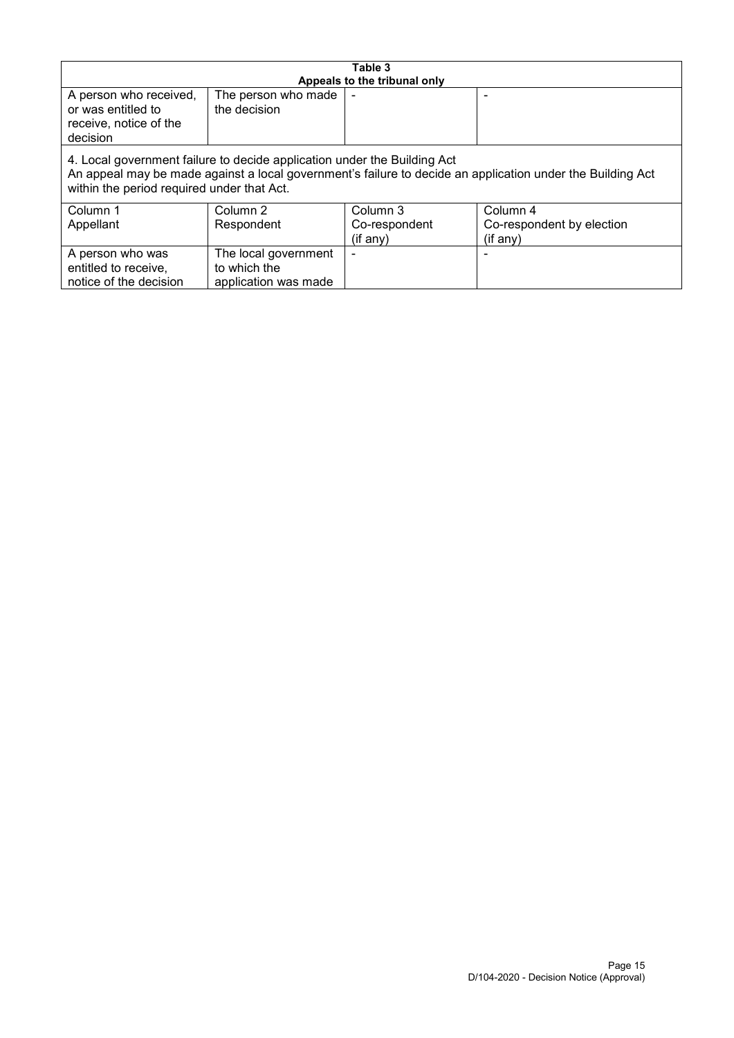**Table 3**
**Appeals to the tribunal only**

| | | | |
|---|---|---|---|
| A person who received, or was entitled to receive, notice of the decision | The person who made the decision | - | - |

4. Local government failure to decide application under the Building Act
An appeal may be made against a local government's failure to decide an application under the Building Act within the period required under that Act.

| Column 1<br>Appellant | Column 2<br>Respondent | Column 3<br>Co-respondent<br>(if any) | Column 4<br>Co-respondent by election<br>(if any) |
|---|---|---|---|
| A person who was entitled to receive, notice of the decision | The local government to which the application was made | - | - |